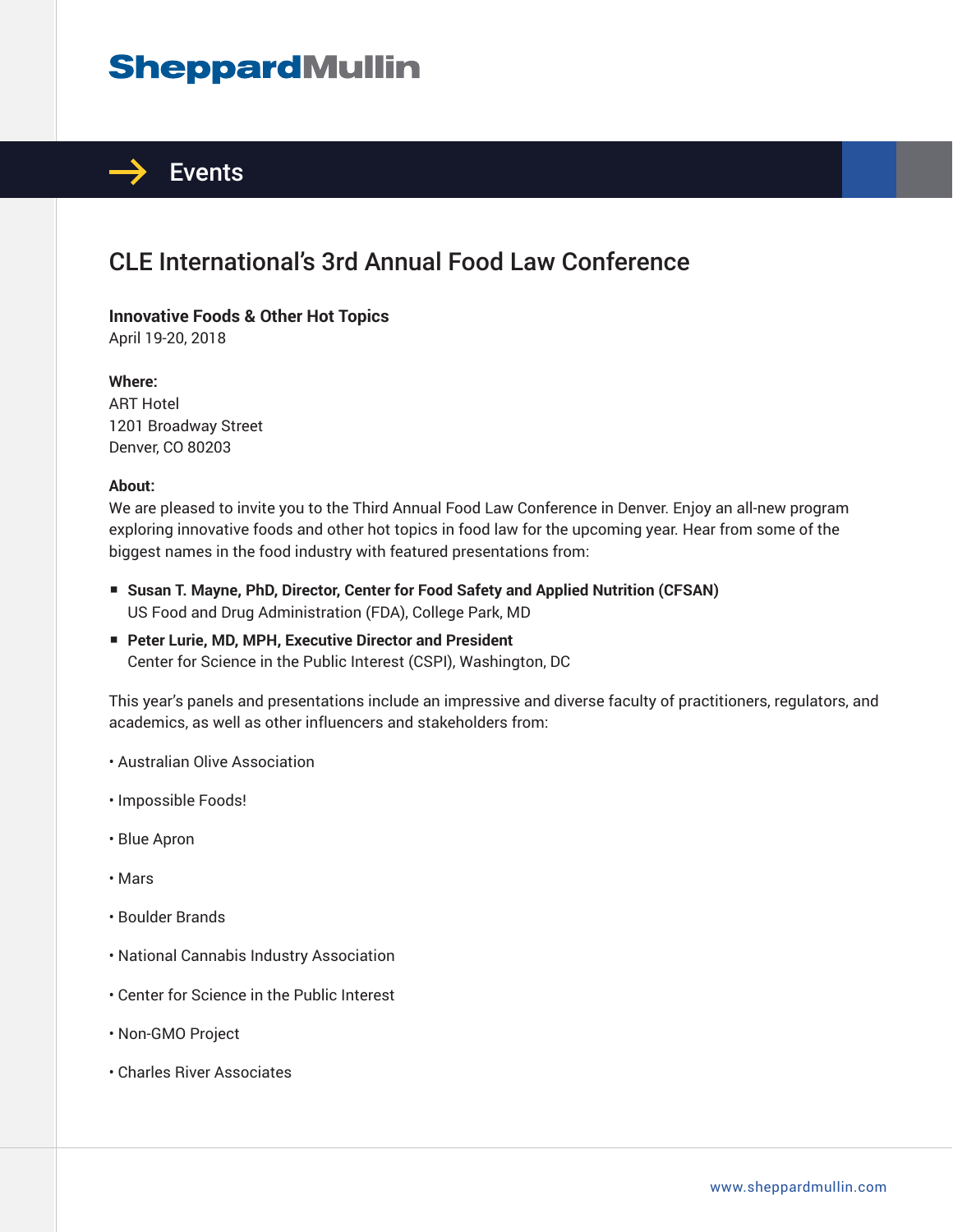SheppardMullin

# Events

## CLE International's 3rd Annual Food Law Conference

**Innovative Foods & Other Hot Topics**
April 19-20, 2018

**Where:**
ART Hotel
1201 Broadway Street
Denver, CO 80203

**About:**
We are pleased to invite you to the Third Annual Food Law Conference in Denver. Enjoy an all-new program exploring innovative foods and other hot topics in food law for the upcoming year. Hear from some of the biggest names in the food industry with featured presentations from:

- **Susan T. Mayne, PhD, Director, Center for Food Safety and Applied Nutrition (CFSAN)**
  US Food and Drug Administration (FDA), College Park, MD
- **Peter Lurie, MD, MPH, Executive Director and President**
  Center for Science in the Public Interest (CSPI), Washington, DC

This year's panels and presentations include an impressive and diverse faculty of practitioners, regulators, and academics, as well as other influencers and stakeholders from:

- Australian Olive Association
- Impossible Foods!
- Blue Apron
- Mars
- Boulder Brands
- National Cannabis Industry Association
- Center for Science in the Public Interest
- Non-GMO Project
- Charles River Associates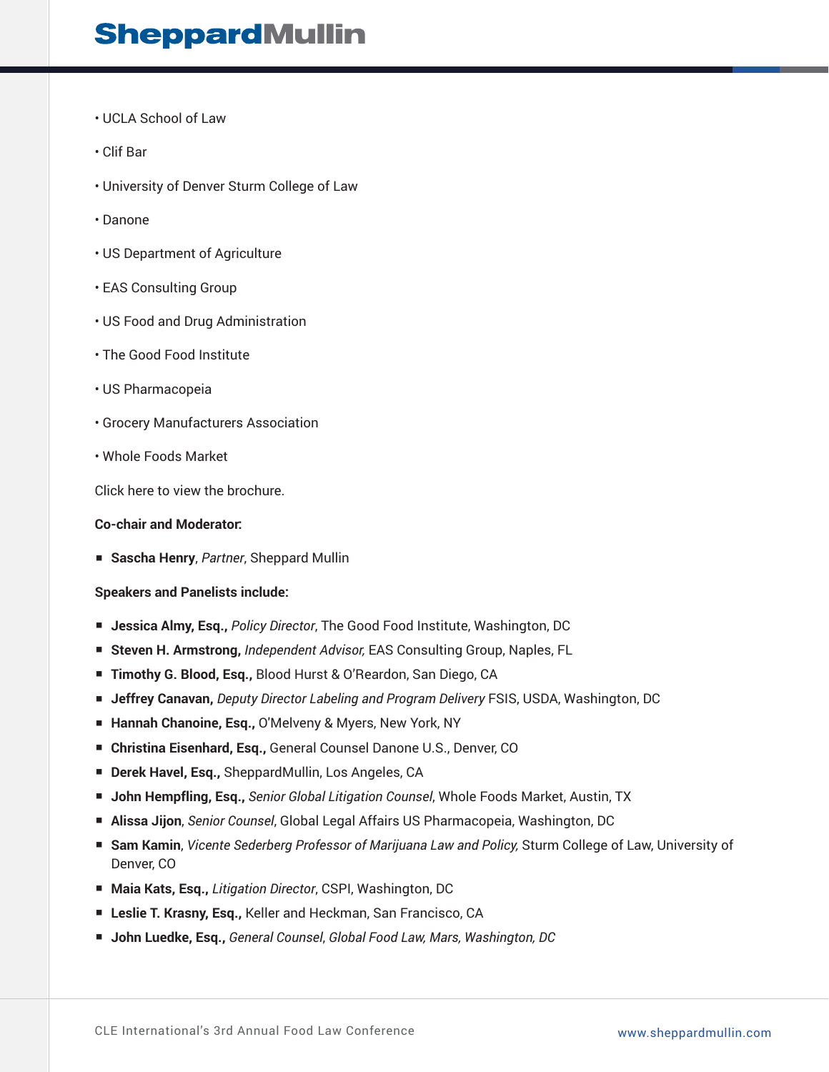- UCLA School of Law
- Clif Bar
- University of Denver Sturm College of Law
- Danone
- US Department of Agriculture
- EAS Consulting Group
- US Food and Drug Administration
- The Good Food Institute
- US Pharmacopeia
- Grocery Manufacturers Association
- Whole Foods Market

Click here to view the brochure.

**Co-chair and Moderator:**

- **Sascha Henry**, *Partner*, Sheppard Mullin

**Speakers and Panelists include:**

- **Jessica Almy, Esq.,** *Policy Director*, The Good Food Institute, Washington, DC
- **Steven H. Armstrong,** *Independent Advisor,* EAS Consulting Group, Naples, FL
- **Timothy G. Blood, Esq.,** Blood Hurst & O'Reardon, San Diego, CA
- **Jeffrey Canavan,** *Deputy Director Labeling and Program Delivery* FSIS, USDA, Washington, DC
- **Hannah Chanoine, Esq.,** O'Melveny & Myers, New York, NY
- **Christina Eisenhard, Esq.,** General Counsel Danone U.S., Denver, CO
- **Derek Havel, Esq.,** SheppardMullin, Los Angeles, CA
- **John Hempfling, Esq.,** *Senior Global Litigation Counsel*, Whole Foods Market, Austin, TX
- **Alissa Jijon**, *Senior Counsel*, Global Legal Affairs US Pharmacopeia, Washington, DC
- **Sam Kamin**, *Vicente Sederberg Professor of Marijuana Law and Policy,* Sturm College of Law, University of Denver, CO
- **Maia Kats, Esq.,** *Litigation Director*, CSPI, Washington, DC
- **Leslie T. Krasny, Esq.,** Keller and Heckman, San Francisco, CA
- **John Luedke, Esq.,** *General Counsel*, *Global Food Law, Mars, Washington, DC*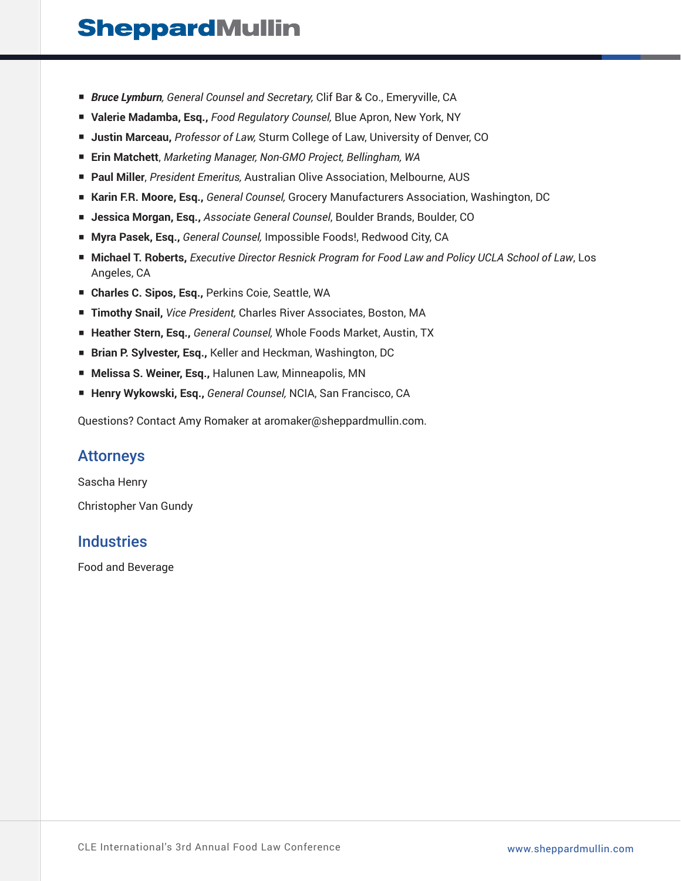- ***Bruce Lymburn**, General Counsel and Secretary,* Clif Bar & Co., Emeryville, CA
- **Valerie Madamba, Esq.,** *Food Regulatory Counsel,* Blue Apron, New York, NY
- **Justin Marceau,** *Professor of Law,* Sturm College of Law, University of Denver, CO
- **Erin Matchett**, *Marketing Manager, Non-GMO Project, Bellingham, WA*
- **Paul Miller**, *President Emeritus,* Australian Olive Association, Melbourne, AUS
- **Karin F.R. Moore, Esq.,** *General Counsel,* Grocery Manufacturers Association, Washington, DC
- **Jessica Morgan, Esq.,** *Associate General Counsel*, Boulder Brands, Boulder, CO
- **Myra Pasek, Esq.,** *General Counsel,* Impossible Foods!, Redwood City, CA
- **Michael T. Roberts,** *Executive Director Resnick Program for Food Law and Policy UCLA School of Law*, Los Angeles, CA
- **Charles C. Sipos, Esq.,** Perkins Coie, Seattle, WA
- **Timothy Snail,** *Vice President,* Charles River Associates, Boston, MA
- **Heather Stern, Esq.,** *General Counsel,* Whole Foods Market, Austin, TX
- **Brian P. Sylvester, Esq.,** Keller and Heckman, Washington, DC
- **Melissa S. Weiner, Esq.,** Halunen Law, Minneapolis, MN
- **Henry Wykowski, Esq.,** *General Counsel,* NCIA, San Francisco, CA

Questions? Contact Amy Romaker at aromaker@sheppardmullin.com.

## Attorneys

Sascha Henry

Christopher Van Gundy

## Industries

Food and Beverage